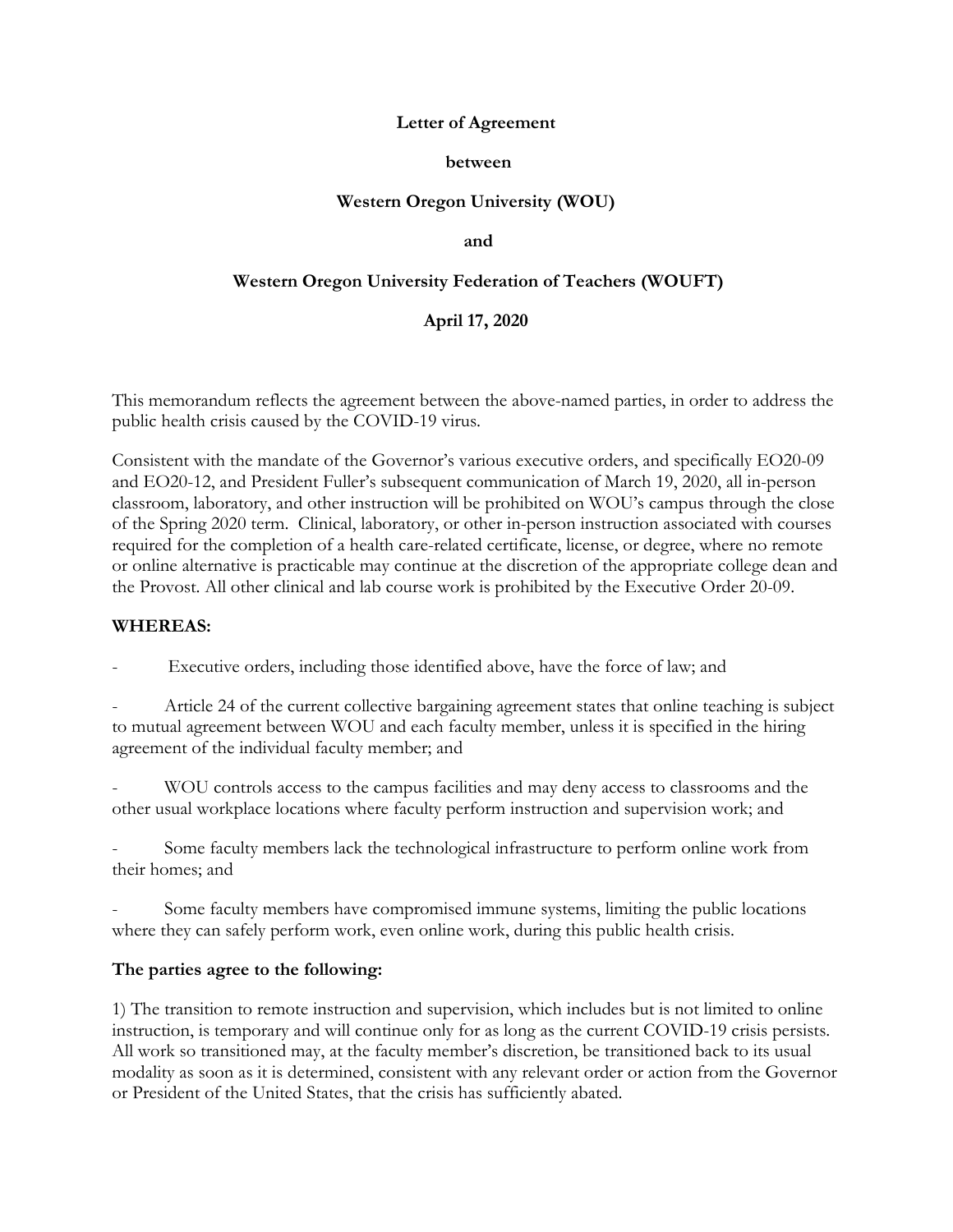**Letter of Agreement**

**between**

**Western Oregon University (WOU)**

**and**

**Western Oregon University Federation of Teachers (WOUFT)**

**April 17, 2020**

This memorandum reflects the agreement between the above-named parties, in order to address the public health crisis caused by the COVID-19 virus.

Consistent with the mandate of the Governor's various executive orders, and specifically EO20-09 and EO20-12, and President Fuller's subsequent communication of March 19, 2020, all in-person classroom, laboratory, and other instruction will be prohibited on WOU's campus through the close of the Spring 2020 term. Clinical, laboratory, or other in-person instruction associated with courses required for the completion of a health care-related certificate, license, or degree, where no remote or online alternative is practicable may continue at the discretion of the appropriate college dean and the Provost. All other clinical and lab course work is prohibited by the Executive Order 20-09.

**WHEREAS:**

- Executive orders, including those identified above, have the force of law; and
- Article 24 of the current collective bargaining agreement states that online teaching is subject to mutual agreement between WOU and each faculty member, unless it is specified in the hiring agreement of the individual faculty member; and
- WOU controls access to the campus facilities and may deny access to classrooms and the other usual workplace locations where faculty perform instruction and supervision work; and
- Some faculty members lack the technological infrastructure to perform online work from their homes; and
- Some faculty members have compromised immune systems, limiting the public locations where they can safely perform work, even online work, during this public health crisis.

**The parties agree to the following:**

1) The transition to remote instruction and supervision, which includes but is not limited to online instruction, is temporary and will continue only for as long as the current COVID-19 crisis persists. All work so transitioned may, at the faculty member's discretion, be transitioned back to its usual modality as soon as it is determined, consistent with any relevant order or action from the Governor or President of the United States, that the crisis has sufficiently abated.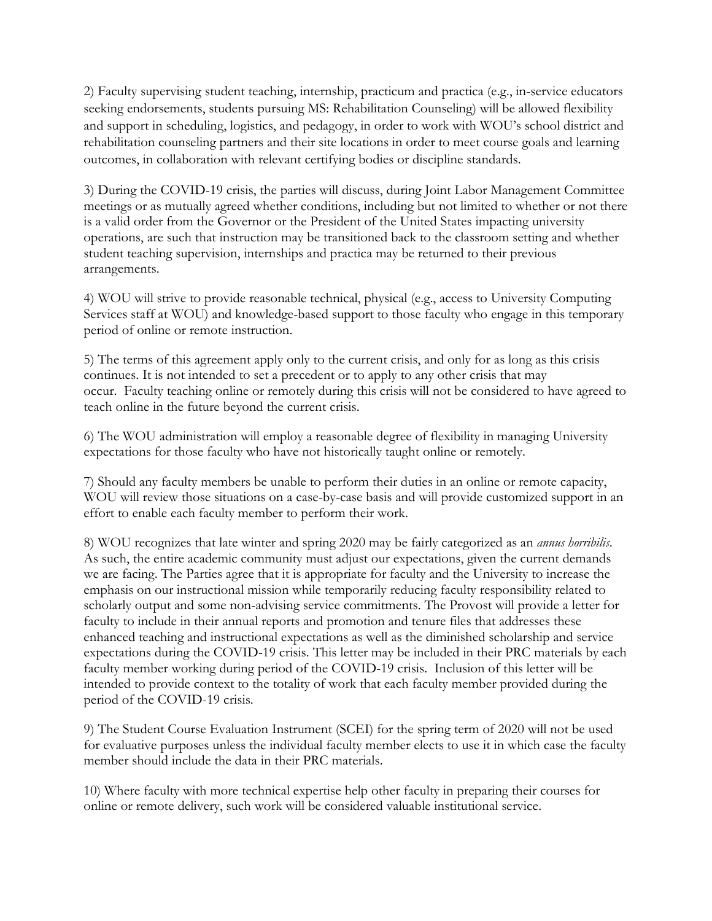2) Faculty supervising student teaching, internship, practicum and practica (e.g., in-service educators seeking endorsements, students pursuing MS: Rehabilitation Counseling) will be allowed flexibility and support in scheduling, logistics, and pedagogy, in order to work with WOU's school district and rehabilitation counseling partners and their site locations in order to meet course goals and learning outcomes, in collaboration with relevant certifying bodies or discipline standards.

3) During the COVID-19 crisis, the parties will discuss, during Joint Labor Management Committee meetings or as mutually agreed whether conditions, including but not limited to whether or not there is a valid order from the Governor or the President of the United States impacting university operations, are such that instruction may be transitioned back to the classroom setting and whether student teaching supervision, internships and practica may be returned to their previous arrangements.

4) WOU will strive to provide reasonable technical, physical (e.g., access to University Computing Services staff at WOU) and knowledge-based support to those faculty who engage in this temporary period of online or remote instruction.

5) The terms of this agreement apply only to the current crisis, and only for as long as this crisis continues. It is not intended to set a precedent or to apply to any other crisis that may occur. Faculty teaching online or remotely during this crisis will not be considered to have agreed to teach online in the future beyond the current crisis.

6) The WOU administration will employ a reasonable degree of flexibility in managing University expectations for those faculty who have not historically taught online or remotely.

7) Should any faculty members be unable to perform their duties in an online or remote capacity, WOU will review those situations on a case-by-case basis and will provide customized support in an effort to enable each faculty member to perform their work.

8) WOU recognizes that late winter and spring 2020 may be fairly categorized as an *annus horribilis*. As such, the entire academic community must adjust our expectations, given the current demands we are facing. The Parties agree that it is appropriate for faculty and the University to increase the emphasis on our instructional mission while temporarily reducing faculty responsibility related to scholarly output and some non-advising service commitments. The Provost will provide a letter for faculty to include in their annual reports and promotion and tenure files that addresses these enhanced teaching and instructional expectations as well as the diminished scholarship and service expectations during the COVID-19 crisis. This letter may be included in their PRC materials by each faculty member working during period of the COVID-19 crisis. Inclusion of this letter will be intended to provide context to the totality of work that each faculty member provided during the period of the COVID-19 crisis.

9) The Student Course Evaluation Instrument (SCEI) for the spring term of 2020 will not be used for evaluative purposes unless the individual faculty member elects to use it in which case the faculty member should include the data in their PRC materials.

10) Where faculty with more technical expertise help other faculty in preparing their courses for online or remote delivery, such work will be considered valuable institutional service.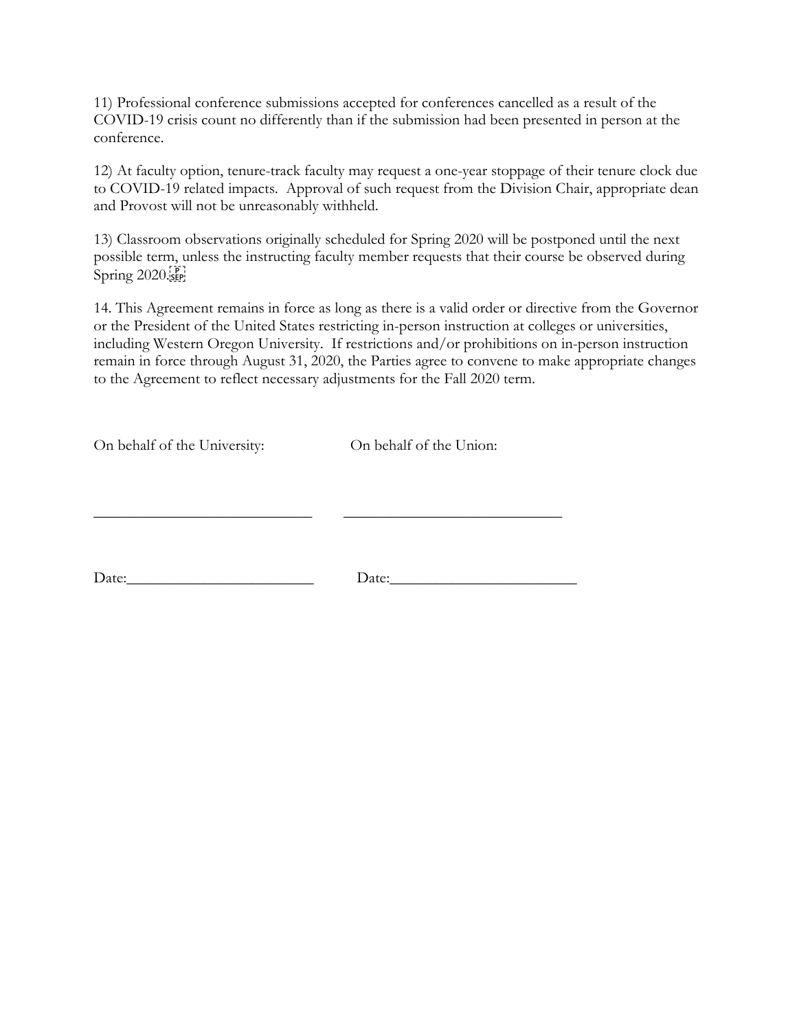11) Professional conference submissions accepted for conferences cancelled as a result of the COVID-19 crisis count no differently than if the submission had been presented in person at the conference.

12) At faculty option, tenure-track faculty may request a one-year stoppage of their tenure clock due to COVID-19 related impacts. Approval of such request from the Division Chair, appropriate dean and Provost will not be unreasonably withheld.

13) Classroom observations originally scheduled for Spring 2020 will be postponed until the next possible term, unless the instructing faculty member requests that their course be observed during Spring 2020.

14. This Agreement remains in force as long as there is a valid order or directive from the Governor or the President of the United States restricting in-person instruction at colleges or universities, including Western Oregon University. If restrictions and/or prohibitions on in-person instruction remain in force through August 31, 2020, the Parties agree to convene to make appropriate changes to the Agreement to reflect necessary adjustments for the Fall 2020 term.

On behalf of the University: On behalf of the Union:

_____________________________ _____________________________

Date:_________________________ Date:_________________________